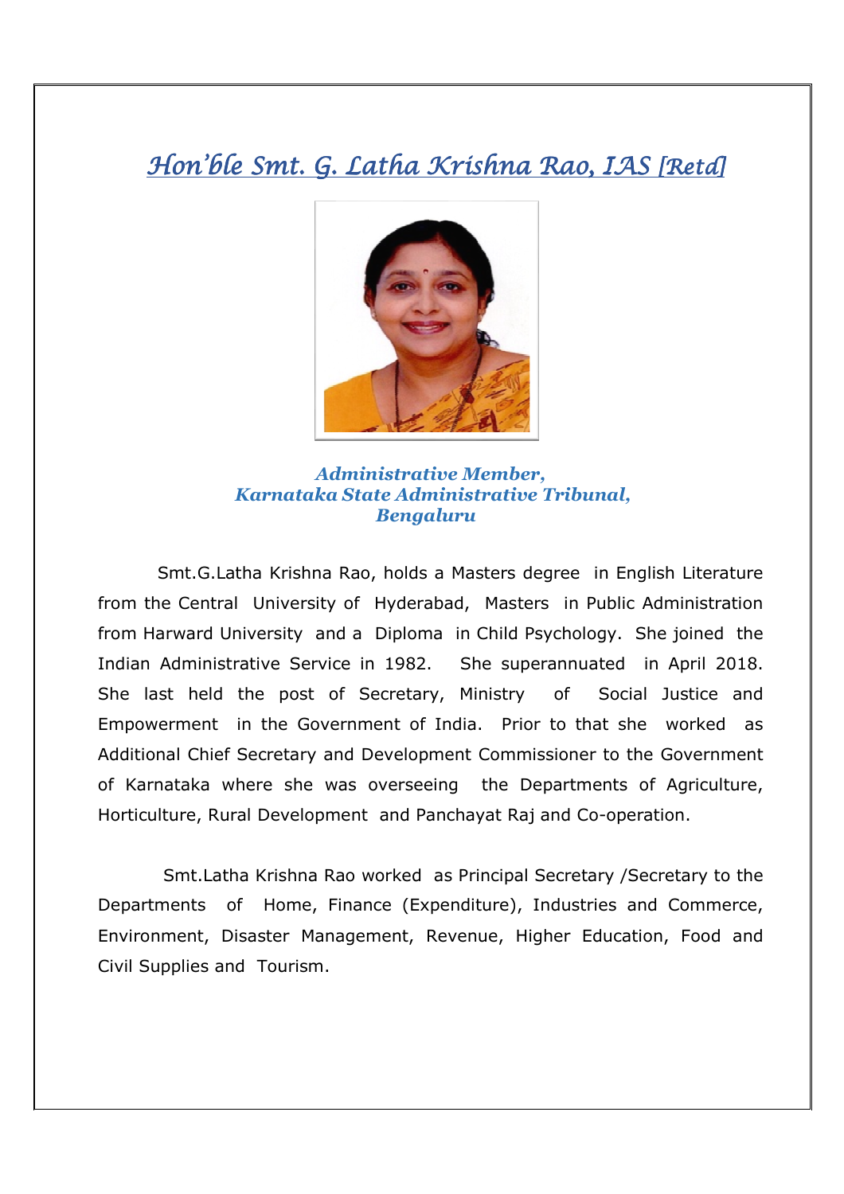# *Hon'ble Smt. G. Latha Krishna Rao, IAS [Retd]*

***Administrative Member,***
***Karnataka State Administrative Tribunal,***
***Bengaluru***

Smt.G.Latha Krishna Rao, holds a Masters degree in English Literature from the Central University of Hyderabad, Masters in Public Administration from Harward University and a Diploma in Child Psychology. She joined the Indian Administrative Service in 1982. She superannuated in April 2018. She last held the post of Secretary, Ministry of Social Justice and Empowerment in the Government of India. Prior to that she worked as Additional Chief Secretary and Development Commissioner to the Government of Karnataka where she was overseeing the Departments of Agriculture, Horticulture, Rural Development and Panchayat Raj and Co-operation.

Smt.Latha Krishna Rao worked as Principal Secretary /Secretary to the Departments of Home, Finance (Expenditure), Industries and Commerce, Environment, Disaster Management, Revenue, Higher Education, Food and Civil Supplies and Tourism.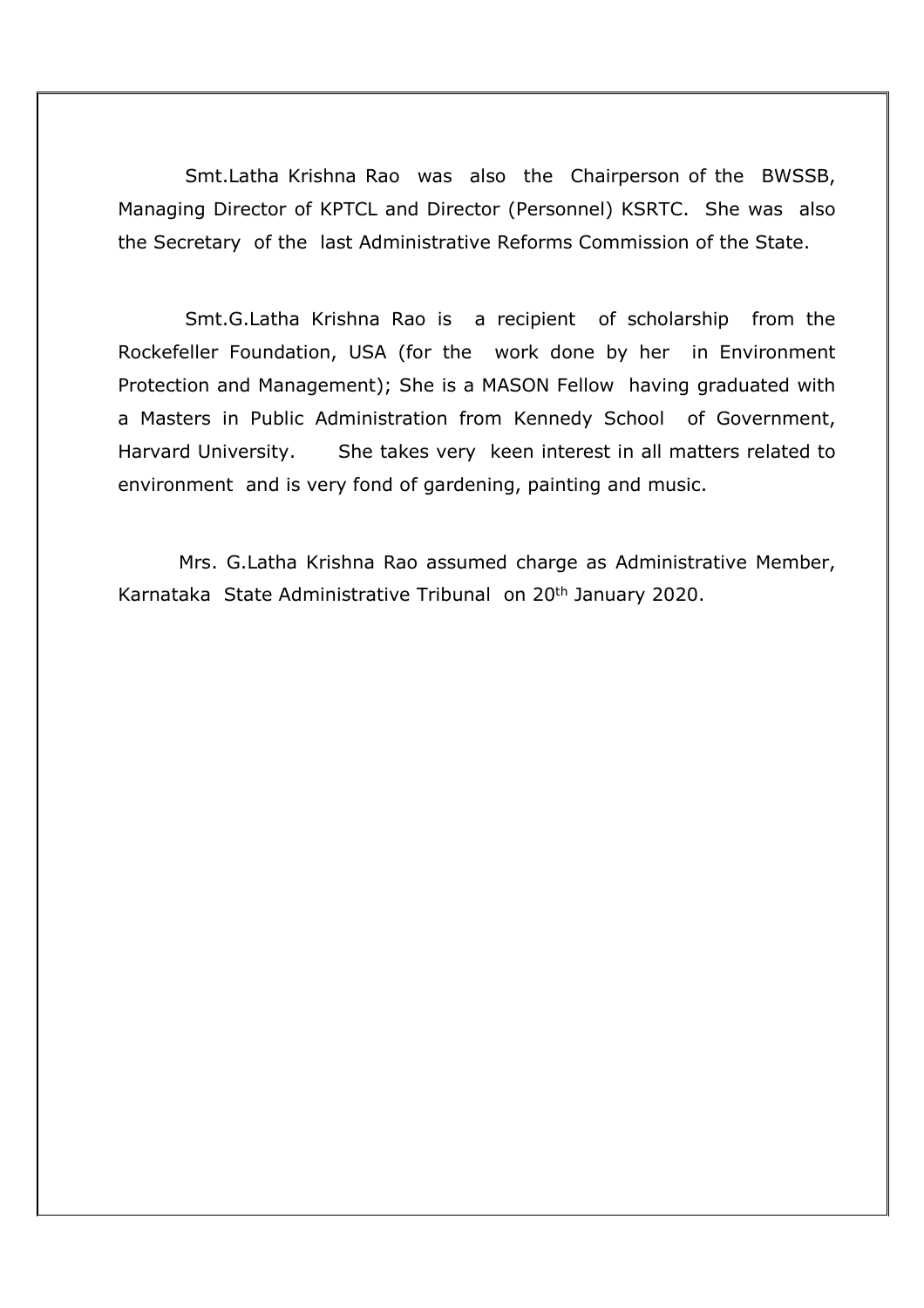Smt.Latha Krishna Rao was also the Chairperson of the BWSSB, Managing Director of KPTCL and Director (Personnel) KSRTC. She was also the Secretary of the last Administrative Reforms Commission of the State.

Smt.G.Latha Krishna Rao is a recipient of scholarship from the Rockefeller Foundation, USA (for the work done by her in Environment Protection and Management); She is a MASON Fellow having graduated with a Masters in Public Administration from Kennedy School of Government, Harvard University. She takes very keen interest in all matters related to environment and is very fond of gardening, painting and music.

Mrs. G.Latha Krishna Rao assumed charge as Administrative Member, Karnataka State Administrative Tribunal on 20th January 2020.